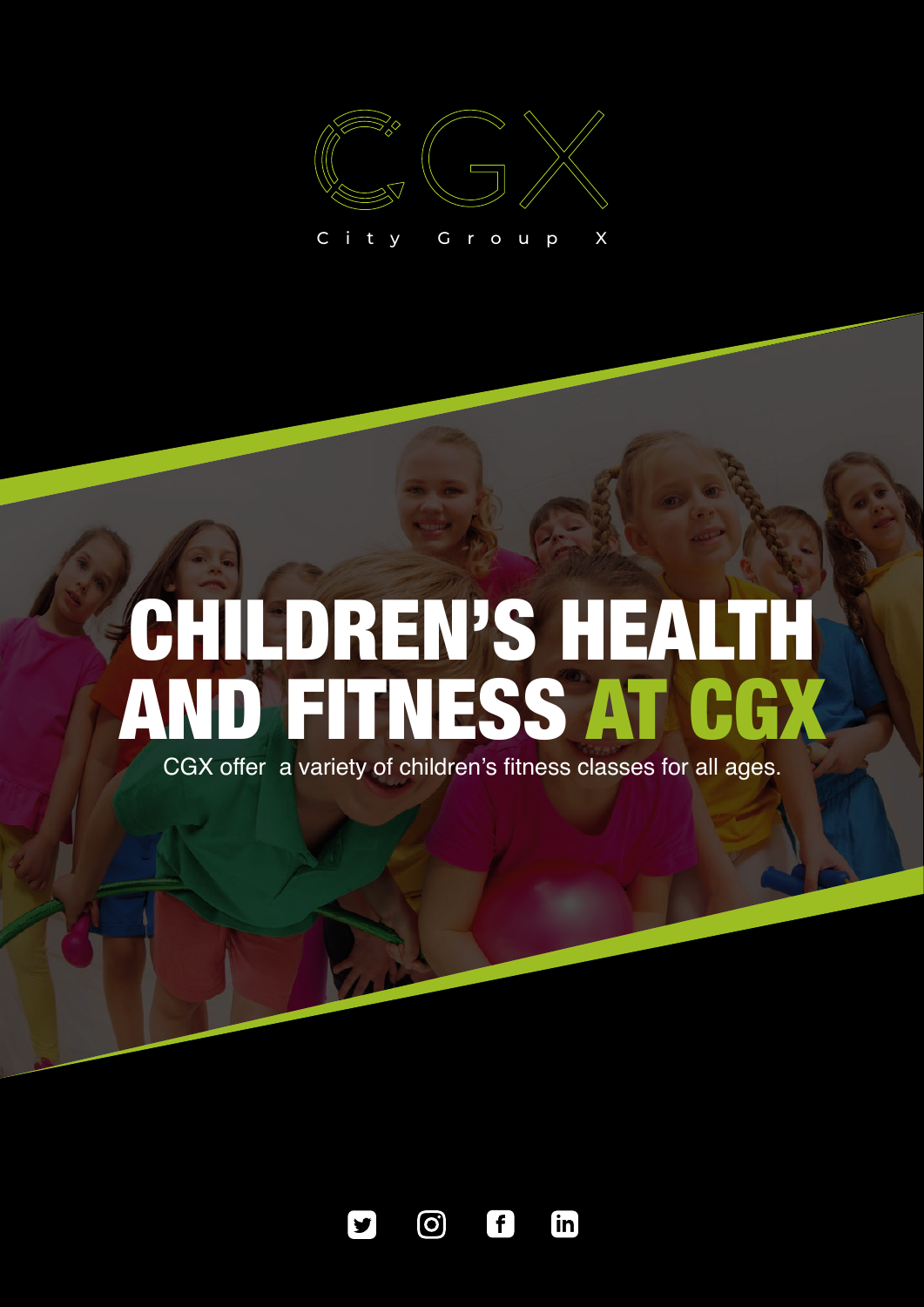CGX

City Group X

# CHILDREN'S HEALTH AND FITNESS AT CGX

CGX offer  a variety of children's fitness classes for all ages.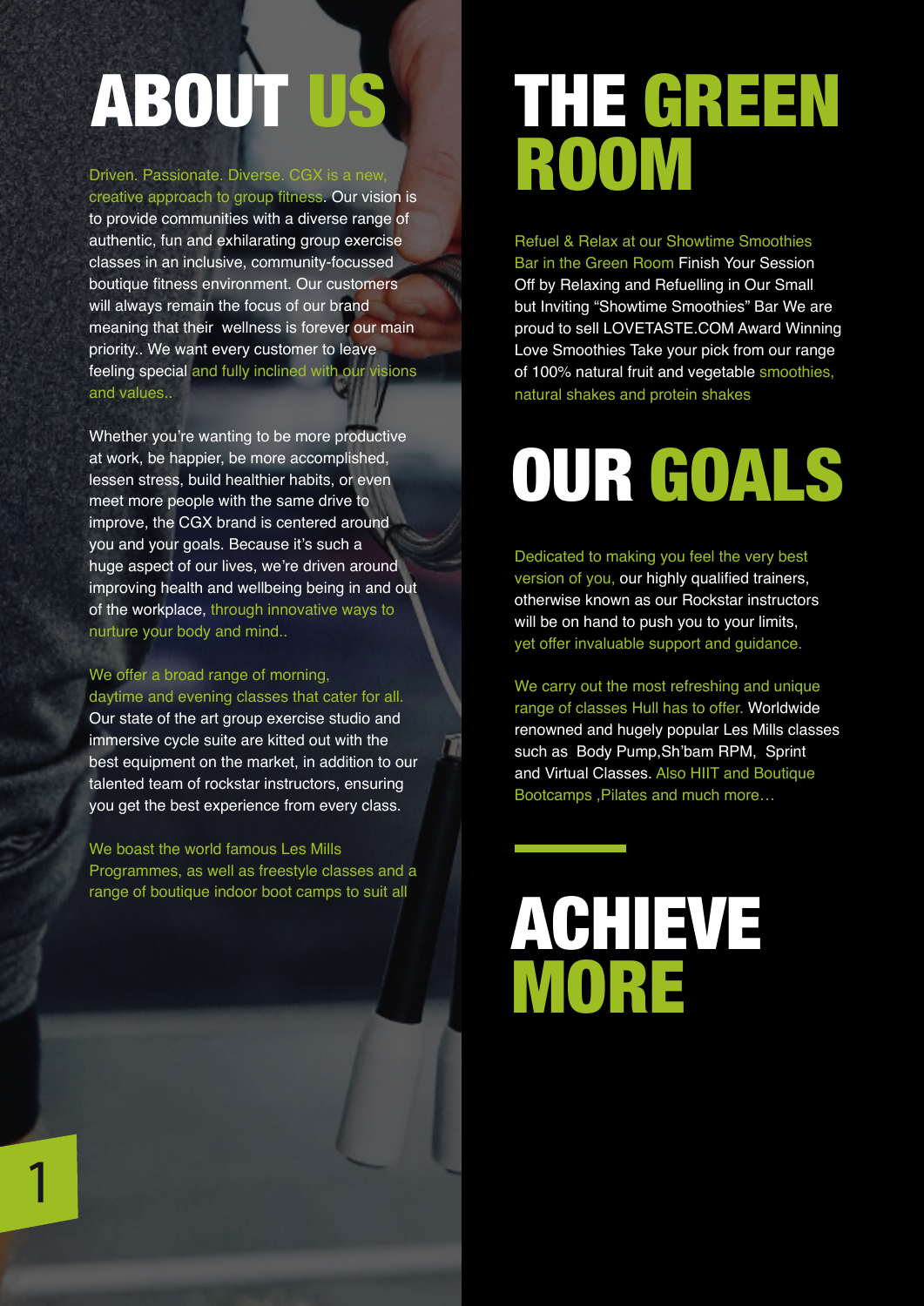# ABOUT US

Driven. Passionate. Diverse. CGX is a new, creative approach to group fitness. Our vision is to provide communities with a diverse range of authentic, fun and exhilarating group exercise classes in an inclusive, community-focussed boutique fitness environment. Our customers will always remain the focus of our brand meaning that their wellness is forever our main priority.. We want every customer to leave feeling special and fully inclined with our visions and values..

Whether you're wanting to be more productive at work, be happier, be more accomplished, lessen stress, build healthier habits, or even meet more people with the same drive to improve, the CGX brand is centered around you and your goals. Because it's such a huge aspect of our lives, we're driven around improving health and wellbeing being in and out of the workplace, through innovative ways to nurture your body and mind..

We offer a broad range of morning, daytime and evening classes that cater for all. Our state of the art group exercise studio and immersive cycle suite are kitted out with the best equipment on the market, in addition to our talented team of rockstar instructors, ensuring you get the best experience from every class.

We boast the world famous Les Mills Programmes, as well as freestyle classes and a range of boutique indoor boot camps to suit all

# THE GREEN ROOM

Refuel & Relax at our Showtime Smoothies Bar in the Green Room Finish Your Session Off by Relaxing and Refuelling in Our Small but Inviting "Showtime Smoothies" Bar We are proud to sell LOVETASTE.COM Award Winning Love Smoothies Take your pick from our range of 100% natural fruit and vegetable smoothies, natural shakes and protein shakes

# OUR GOALS

Dedicated to making you feel the very best version of you, our highly qualified trainers, otherwise known as our Rockstar instructors will be on hand to push you to your limits, yet offer invaluable support and guidance.

We carry out the most refreshing and unique range of classes Hull has to offer. Worldwide renowned and hugely popular Les Mills classes such as Body Pump,Sh'bam RPM, Sprint and Virtual Classes. Also HIIT and Boutique Bootcamps ,Pilates and much more…

# ACHIEVE MORE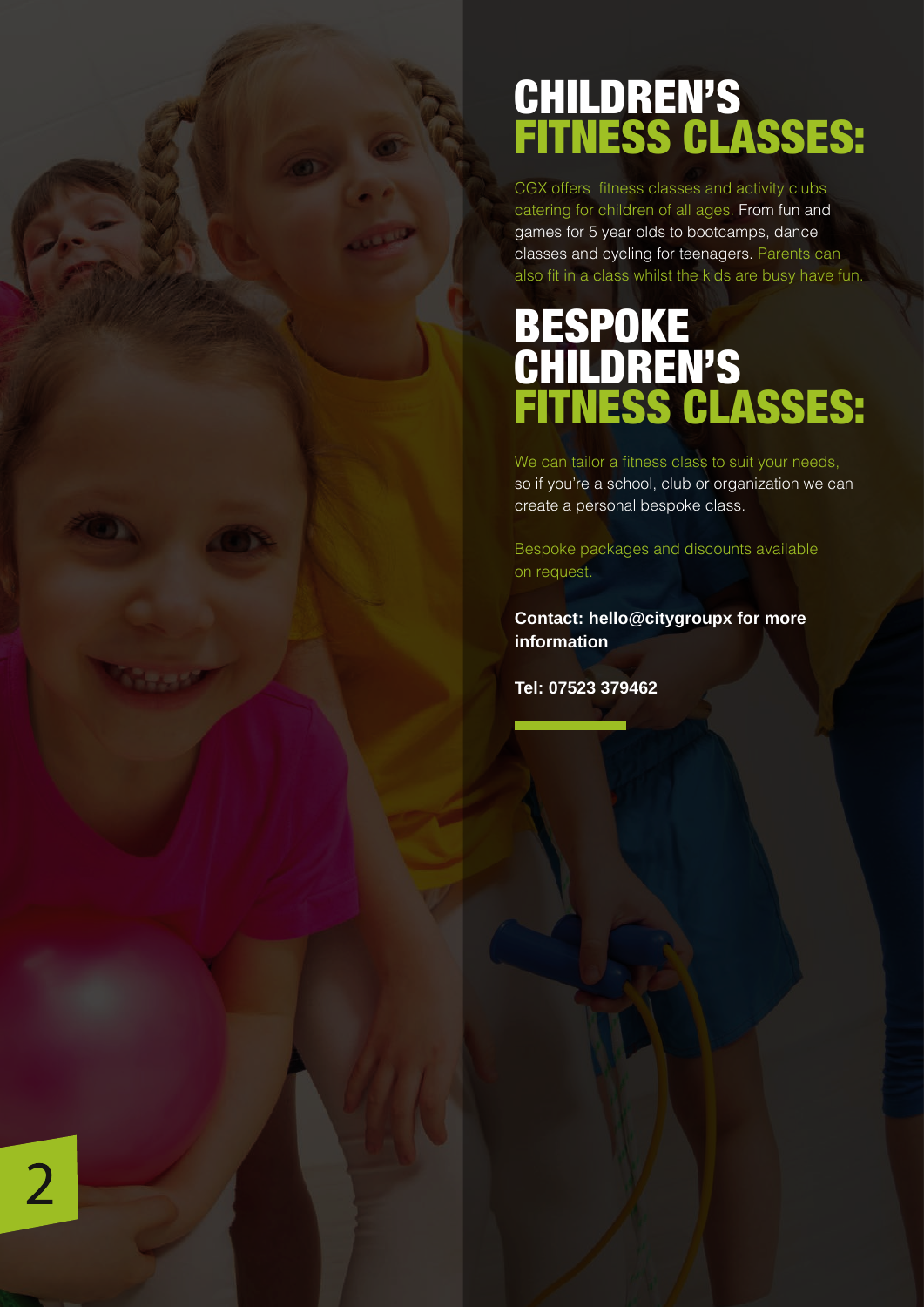# CHILDREN'S FITNESS CLASSES:

CGX offers  fitness classes and activity clubs catering for children of all ages. From fun and games for 5 year olds to bootcamps, dance classes and cycling for teenagers. Parents can also fit in a class whilst the kids are busy have fun.

# BESPOKE CHILDREN'S FITNESS CLASSES:

We can tailor a fitness class to suit your needs, so if you're a school, club or organization we can create a personal bespoke class.

Bespoke packages and discounts available on request.

**Contact: hello@citygroupx for more information**

**Tel: 07523 379462**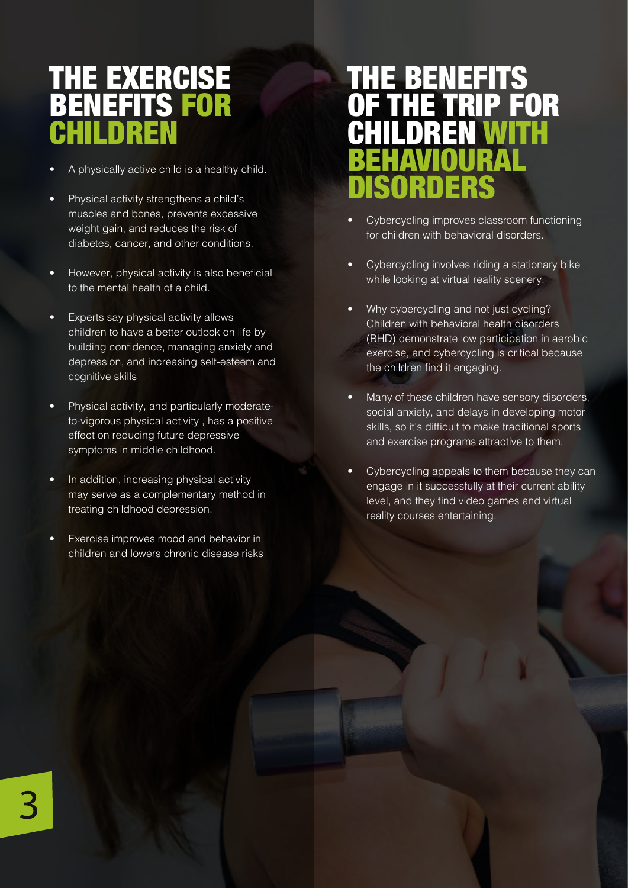# THE EXERCISE BENEFITS FOR CHILDREN

- A physically active child is a healthy child.
- Physical activity strengthens a child's muscles and bones, prevents excessive weight gain, and reduces the risk of diabetes, cancer, and other conditions.
- However, physical activity is also beneficial to the mental health of a child.
- Experts say physical activity allows children to have a better outlook on life by building confidence, managing anxiety and depression, and increasing self-esteem and cognitive skills
- Physical activity, and particularly moderate-to-vigorous physical activity , has a positive effect on reducing future depressive symptoms in middle childhood.
- In addition, increasing physical activity may serve as a complementary method in treating childhood depression.
- Exercise improves mood and behavior in children and lowers chronic disease risks

# THE BENEFITS OF THE TRIP FOR CHILDREN WITH BEHAVIOURAL DISORDERS

- Cybercycling improves classroom functioning for children with behavioral disorders.
- Cybercycling involves riding a stationary bike while looking at virtual reality scenery.
- Why cybercycling and not just cycling? Children with behavioral health disorders (BHD) demonstrate low participation in aerobic exercise, and cybercycling is critical because the children find it engaging.
- Many of these children have sensory disorders, social anxiety, and delays in developing motor skills, so it's difficult to make traditional sports and exercise programs attractive to them.
- Cybercycling appeals to them because they can engage in it successfully at their current ability level, and they find video games and virtual reality courses entertaining.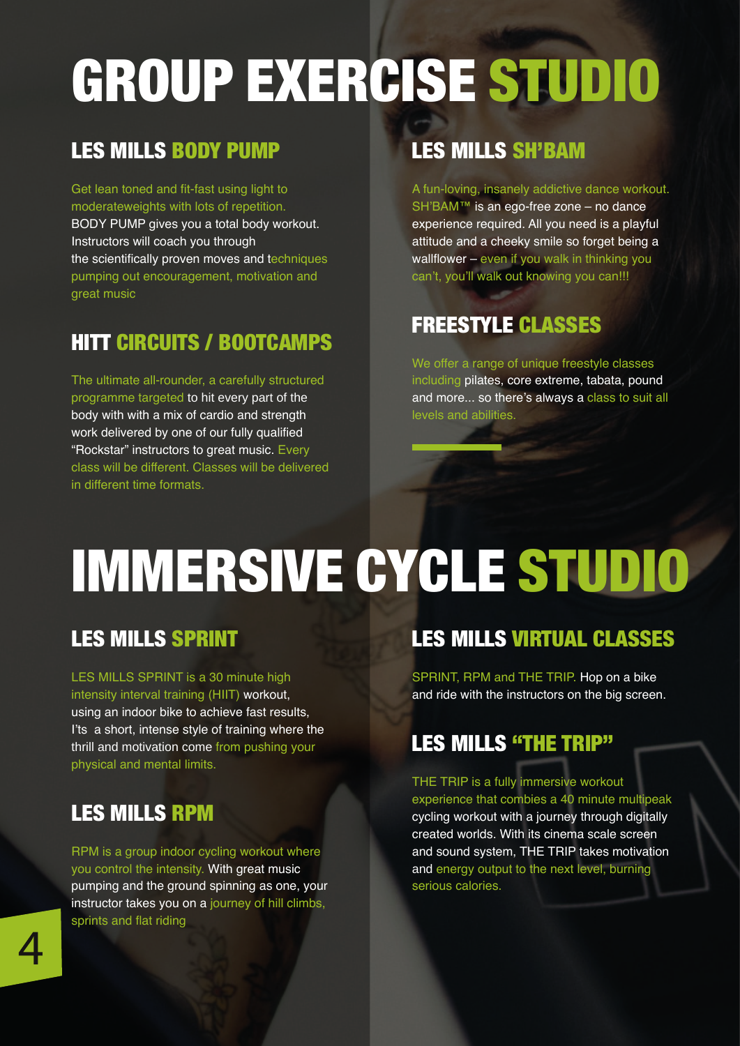# GROUP EXERCISE STUDIO

## LES MILLS BODY PUMP

Get lean toned and fit-fast using light to moderateweights with lots of repetition. BODY PUMP gives you a total body workout. Instructors will coach you through the scientifically proven moves and techniques pumping out encouragement, motivation and great music

## HITT CIRCUITS / BOOTCAMPS

The ultimate all-rounder, a carefully structured programme targeted to hit every part of the body with with a mix of cardio and strength work delivered by one of our fully qualified "Rockstar" instructors to great music. Every class will be different. Classes will be delivered in different time formats.

## LES MILLS SH'BAM

A fun-loving, insanely addictive dance workout. SH'BAM™ is an ego-free zone – no dance experience required. All you need is a playful attitude and a cheeky smile so forget being a wallflower – even if you walk in thinking you can't, you'll walk out knowing you can!!!

## FREESTYLE CLASSES

We offer a range of unique freestyle classes including pilates, core extreme, tabata, pound and more... so there's always a class to suit all levels and abilities.

# IMMERSIVE CYCLE STUDIO

## LES MILLS SPRINT

LES MILLS SPRINT is a 30 minute high intensity interval training (HIIT) workout, using an indoor bike to achieve fast results, I'ts a short, intense style of training where the thrill and motivation come from pushing your physical and mental limits.

## LES MILLS RPM

RPM is a group indoor cycling workout where you control the intensity. With great music pumping and the ground spinning as one, your instructor takes you on a journey of hill climbs, sprints and flat riding

## LES MILLS VIRTUAL CLASSES

SPRINT, RPM and THE TRIP. Hop on a bike and ride with the instructors on the big screen.

## LES MILLS "THE TRIP"

THE TRIP is a fully immersive workout experience that combies a 40 minute multipeak cycling workout with a journey through digitally created worlds. With its cinema scale screen and sound system, THE TRIP takes motivation and energy output to the next level, burning serious calories.